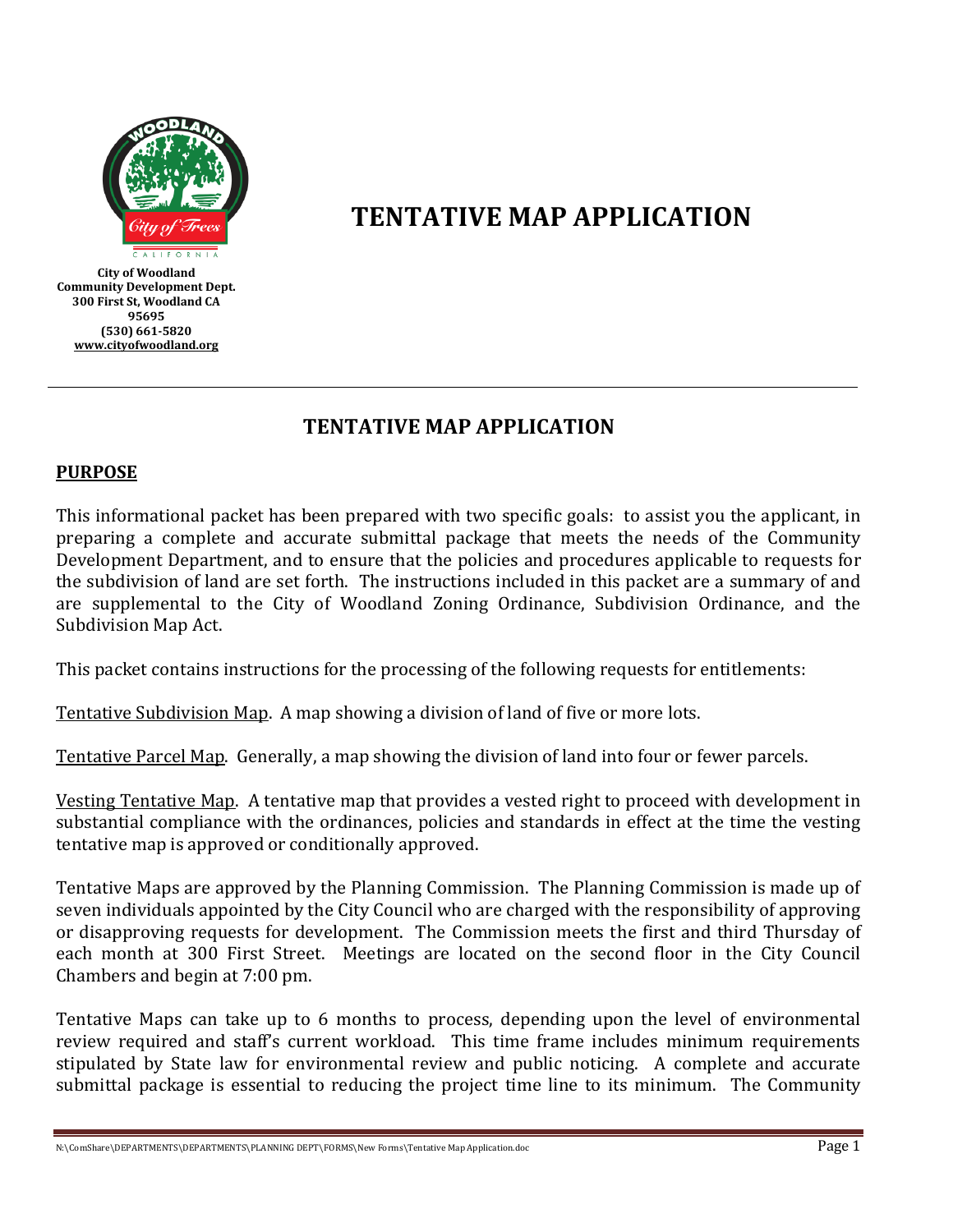**City of Woodland**
**Community Development Dept.**
**300 First St, Woodland CA 95695**
**(530) 661-5820**
**www.cityofwoodland.org**

# TENTATIVE MAP APPLICATION

## TENTATIVE MAP APPLICATION

### PURPOSE

This informational packet has been prepared with two specific goals: to assist you the applicant, in preparing a complete and accurate submittal package that meets the needs of the Community Development Department, and to ensure that the policies and procedures applicable to requests for the subdivision of land are set forth. The instructions included in this packet are a summary of and are supplemental to the City of Woodland Zoning Ordinance, Subdivision Ordinance, and the Subdivision Map Act.

This packet contains instructions for the processing of the following requests for entitlements:

Tentative Subdivision Map. A map showing a division of land of five or more lots.

Tentative Parcel Map. Generally, a map showing the division of land into four or fewer parcels.

Vesting Tentative Map. A tentative map that provides a vested right to proceed with development in substantial compliance with the ordinances, policies and standards in effect at the time the vesting tentative map is approved or conditionally approved.

Tentative Maps are approved by the Planning Commission. The Planning Commission is made up of seven individuals appointed by the City Council who are charged with the responsibility of approving or disapproving requests for development. The Commission meets the first and third Thursday of each month at 300 First Street. Meetings are located on the second floor in the City Council Chambers and begin at 7:00 pm.

Tentative Maps can take up to 6 months to process, depending upon the level of environmental review required and staff's current workload. This time frame includes minimum requirements stipulated by State law for environmental review and public noticing. A complete and accurate submittal package is essential to reducing the project time line to its minimum. The Community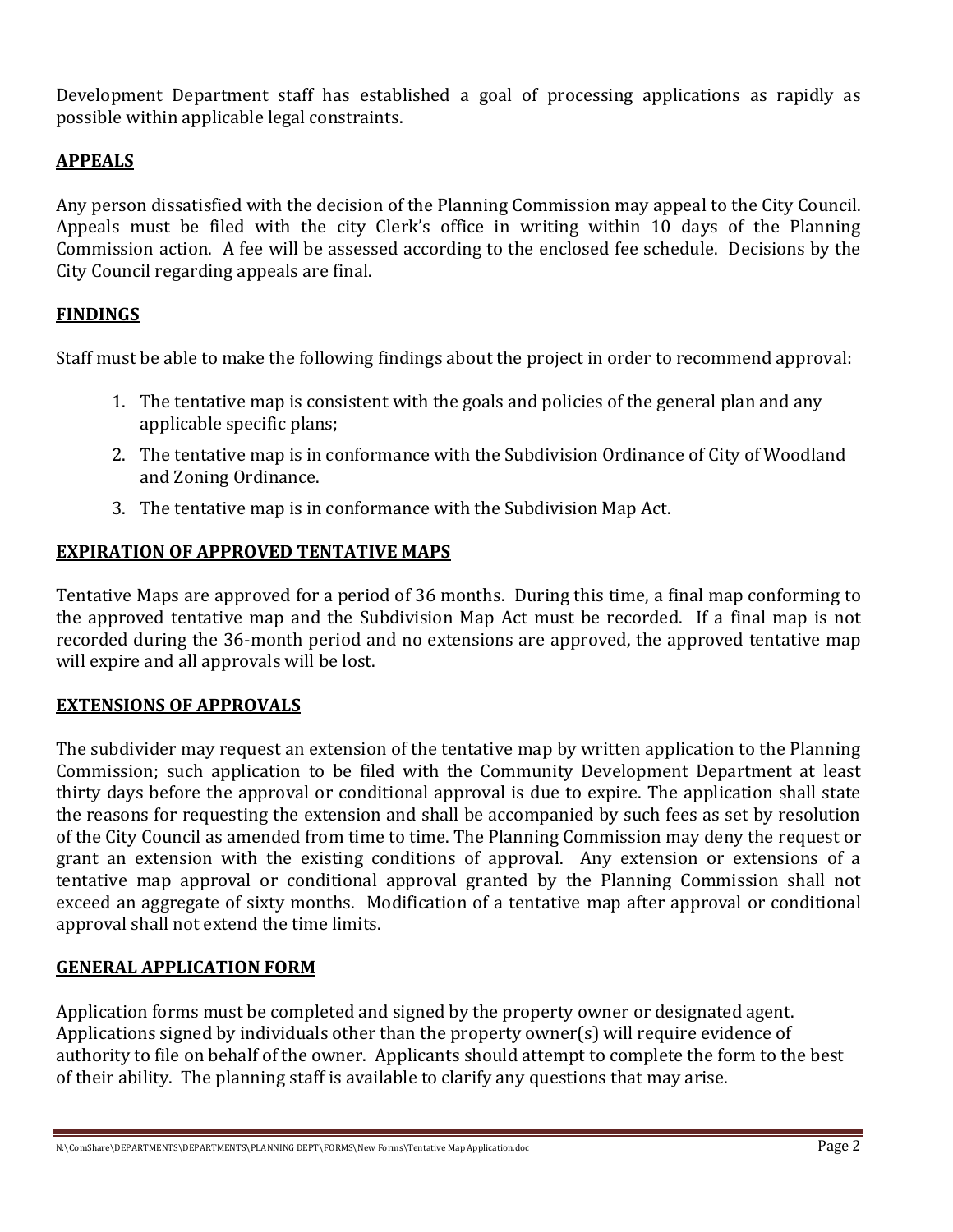Development Department staff has established a goal of processing applications as rapidly as possible within applicable legal constraints.

## APPEALS

Any person dissatisfied with the decision of the Planning Commission may appeal to the City Council. Appeals must be filed with the city Clerk's office in writing within 10 days of the Planning Commission action. A fee will be assessed according to the enclosed fee schedule. Decisions by the City Council regarding appeals are final.

## FINDINGS

Staff must be able to make the following findings about the project in order to recommend approval:

1. The tentative map is consistent with the goals and policies of the general plan and any applicable specific plans;
2. The tentative map is in conformance with the Subdivision Ordinance of City of Woodland and Zoning Ordinance.
3. The tentative map is in conformance with the Subdivision Map Act.

## EXPIRATION OF APPROVED TENTATIVE MAPS

Tentative Maps are approved for a period of 36 months. During this time, a final map conforming to the approved tentative map and the Subdivision Map Act must be recorded. If a final map is not recorded during the 36-month period and no extensions are approved, the approved tentative map will expire and all approvals will be lost.

## EXTENSIONS OF APPROVALS

The subdivider may request an extension of the tentative map by written application to the Planning Commission; such application to be filed with the Community Development Department at least thirty days before the approval or conditional approval is due to expire. The application shall state the reasons for requesting the extension and shall be accompanied by such fees as set by resolution of the City Council as amended from time to time. The Planning Commission may deny the request or grant an extension with the existing conditions of approval. Any extension or extensions of a tentative map approval or conditional approval granted by the Planning Commission shall not exceed an aggregate of sixty months. Modification of a tentative map after approval or conditional approval shall not extend the time limits.

## GENERAL APPLICATION FORM

Application forms must be completed and signed by the property owner or designated agent. Applications signed by individuals other than the property owner(s) will require evidence of authority to file on behalf of the owner. Applicants should attempt to complete the form to the best of their ability. The planning staff is available to clarify any questions that may arise.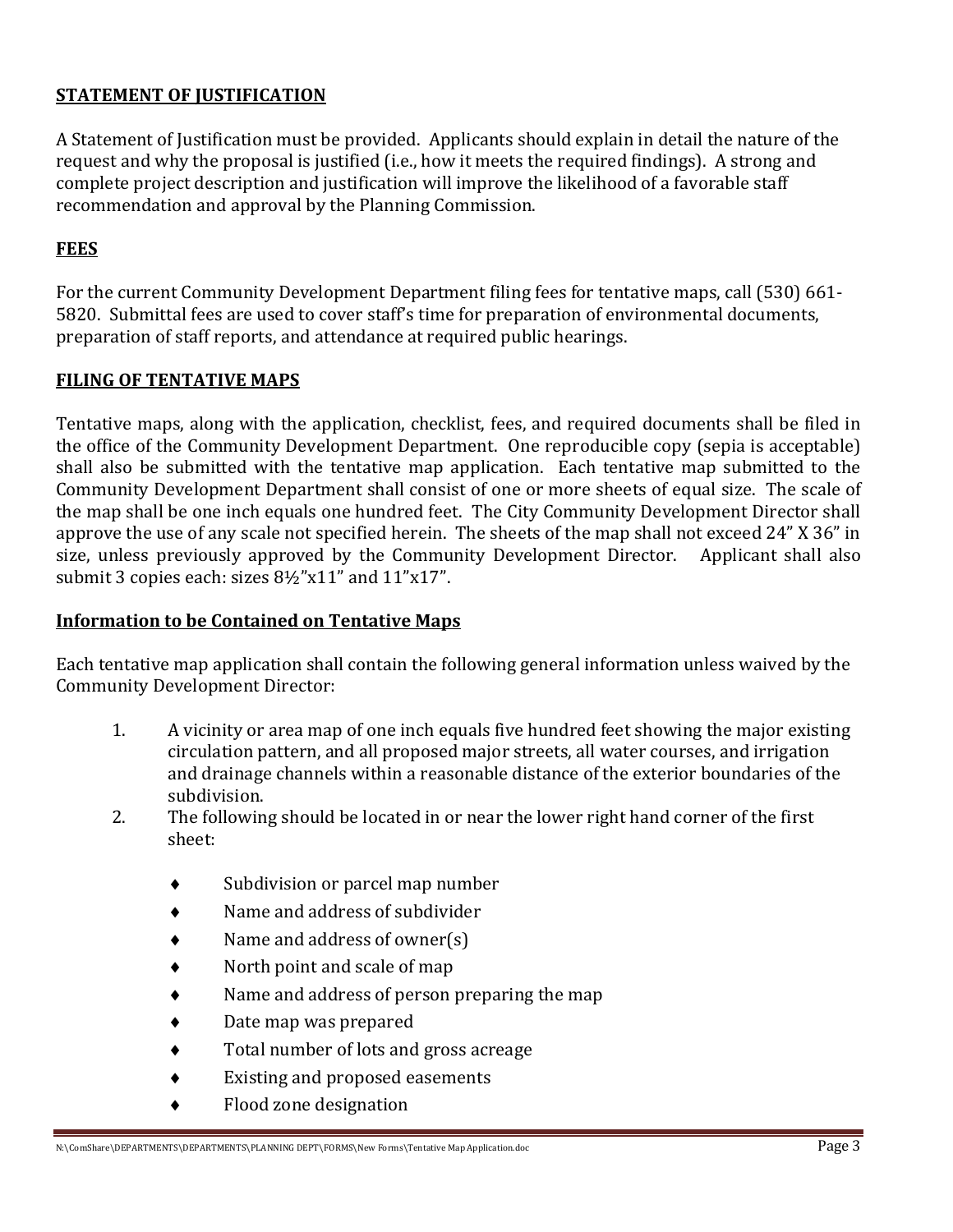**STATEMENT OF JUSTIFICATION**

A Statement of Justification must be provided. Applicants should explain in detail the nature of the request and why the proposal is justified (i.e., how it meets the required findings). A strong and complete project description and justification will improve the likelihood of a favorable staff recommendation and approval by the Planning Commission.

**FEES**

For the current Community Development Department filing fees for tentative maps, call (530) 661-5820. Submittal fees are used to cover staff's time for preparation of environmental documents, preparation of staff reports, and attendance at required public hearings.

**FILING OF TENTATIVE MAPS**

Tentative maps, along with the application, checklist, fees, and required documents shall be filed in the office of the Community Development Department. One reproducible copy (sepia is acceptable) shall also be submitted with the tentative map application. Each tentative map submitted to the Community Development Department shall consist of one or more sheets of equal size. The scale of the map shall be one inch equals one hundred feet. The City Community Development Director shall approve the use of any scale not specified herein. The sheets of the map shall not exceed 24" X 36" in size, unless previously approved by the Community Development Director. Applicant shall also submit 3 copies each: sizes 8½"x11" and 11"x17".

**Information to be Contained on Tentative Maps**

Each tentative map application shall contain the following general information unless waived by the Community Development Director:

1. A vicinity or area map of one inch equals five hundred feet showing the major existing circulation pattern, and all proposed major streets, all water courses, and irrigation and drainage channels within a reasonable distance of the exterior boundaries of the subdivision.
2. The following should be located in or near the lower right hand corner of the first sheet:
   - Subdivision or parcel map number
   - Name and address of subdivider
   - Name and address of owner(s)
   - North point and scale of map
   - Name and address of person preparing the map
   - Date map was prepared
   - Total number of lots and gross acreage
   - Existing and proposed easements
   - Flood zone designation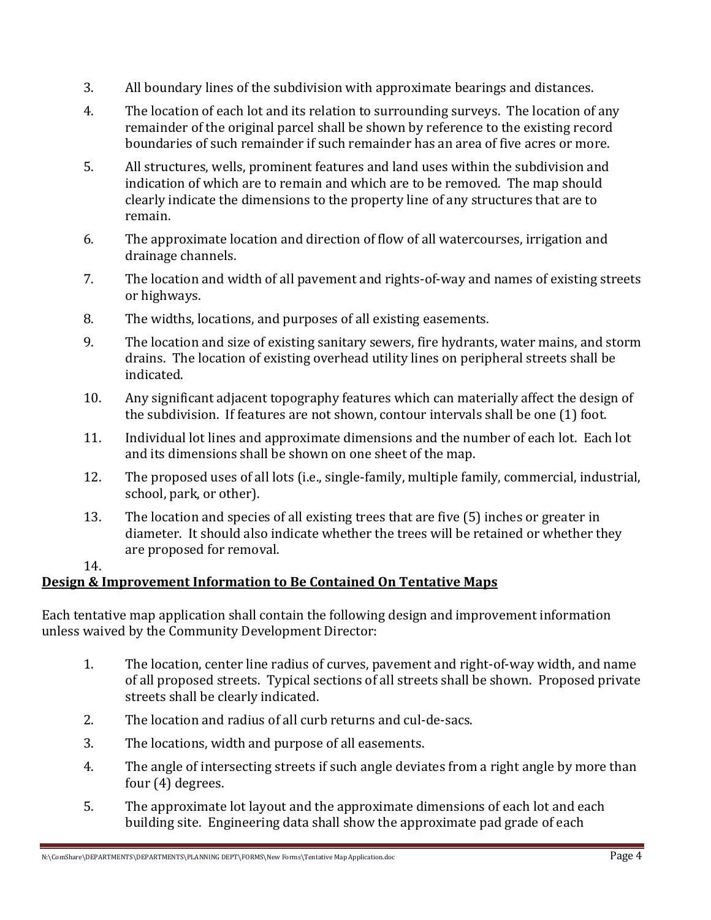3. All boundary lines of the subdivision with approximate bearings and distances.

4. The location of each lot and its relation to surrounding surveys. The location of any remainder of the original parcel shall be shown by reference to the existing record boundaries of such remainder if such remainder has an area of five acres or more.

5. All structures, wells, prominent features and land uses within the subdivision and indication of which are to remain and which are to be removed. The map should clearly indicate the dimensions to the property line of any structures that are to remain.

6. The approximate location and direction of flow of all watercourses, irrigation and drainage channels.

7. The location and width of all pavement and rights-of-way and names of existing streets or highways.

8. The widths, locations, and purposes of all existing easements.

9. The location and size of existing sanitary sewers, fire hydrants, water mains, and storm drains. The location of existing overhead utility lines on peripheral streets shall be indicated.

10. Any significant adjacent topography features which can materially affect the design of the subdivision. If features are not shown, contour intervals shall be one (1) foot.

11. Individual lot lines and approximate dimensions and the number of each lot. Each lot and its dimensions shall be shown on one sheet of the map.

12. The proposed uses of all lots (i.e., single-family, multiple family, commercial, industrial, school, park, or other).

13. The location and species of all existing trees that are five (5) inches or greater in diameter. It should also indicate whether the trees will be retained or whether they are proposed for removal.

14.

**Design & Improvement Information to Be Contained On Tentative Maps**

Each tentative map application shall contain the following design and improvement information unless waived by the Community Development Director:

1. The location, center line radius of curves, pavement and right-of-way width, and name of all proposed streets. Typical sections of all streets shall be shown. Proposed private streets shall be clearly indicated.

2. The location and radius of all curb returns and cul-de-sacs.

3. The locations, width and purpose of all easements.

4. The angle of intersecting streets if such angle deviates from a right angle by more than four (4) degrees.

5. The approximate lot layout and the approximate dimensions of each lot and each building site. Engineering data shall show the approximate pad grade of each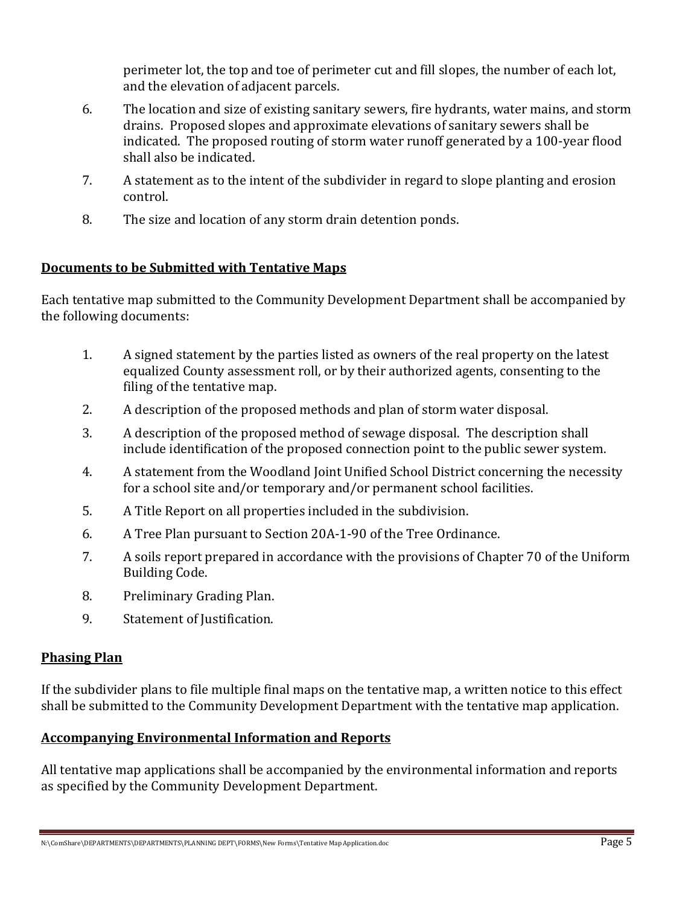perimeter lot, the top and toe of perimeter cut and fill slopes, the number of each lot, and the elevation of adjacent parcels.

6. The location and size of existing sanitary sewers, fire hydrants, water mains, and storm drains. Proposed slopes and approximate elevations of sanitary sewers shall be indicated. The proposed routing of storm water runoff generated by a 100-year flood shall also be indicated.
7. A statement as to the intent of the subdivider in regard to slope planting and erosion control.
8. The size and location of any storm drain detention ponds.

## Documents to be Submitted with Tentative Maps

Each tentative map submitted to the Community Development Department shall be accompanied by the following documents:

1. A signed statement by the parties listed as owners of the real property on the latest equalized County assessment roll, or by their authorized agents, consenting to the filing of the tentative map.
2. A description of the proposed methods and plan of storm water disposal.
3. A description of the proposed method of sewage disposal. The description shall include identification of the proposed connection point to the public sewer system.
4. A statement from the Woodland Joint Unified School District concerning the necessity for a school site and/or temporary and/or permanent school facilities.
5. A Title Report on all properties included in the subdivision.
6. A Tree Plan pursuant to Section 20A-1-90 of the Tree Ordinance.
7. A soils report prepared in accordance with the provisions of Chapter 70 of the Uniform Building Code.
8. Preliminary Grading Plan.
9. Statement of Justification.

## Phasing Plan

If the subdivider plans to file multiple final maps on the tentative map, a written notice to this effect shall be submitted to the Community Development Department with the tentative map application.

## Accompanying Environmental Information and Reports

All tentative map applications shall be accompanied by the environmental information and reports as specified by the Community Development Department.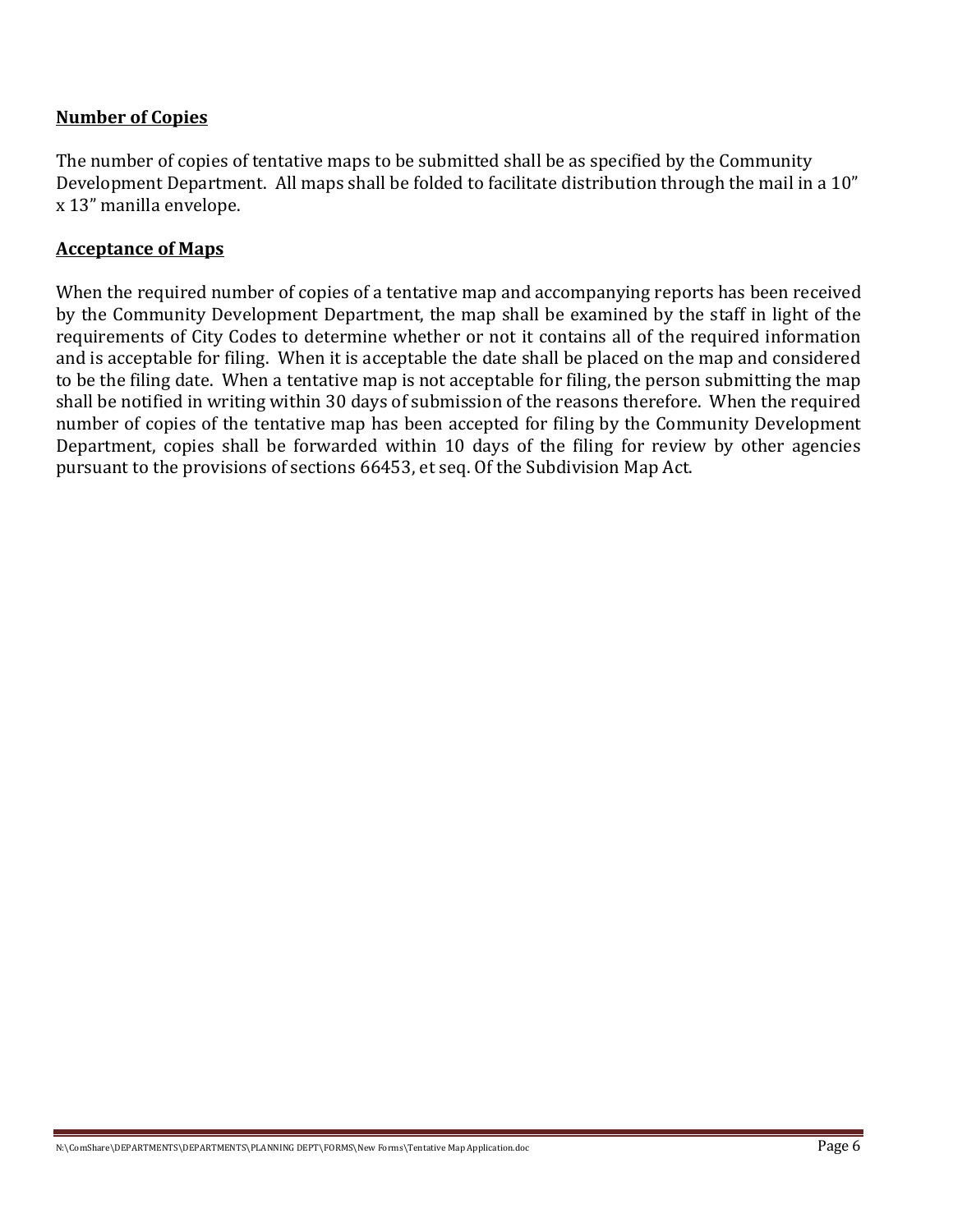**<u>Number of Copies</u>**

The number of copies of tentative maps to be submitted shall be as specified by the Community Development Department. All maps shall be folded to facilitate distribution through the mail in a 10" x 13" manilla envelope.

**<u>Acceptance of Maps</u>**

When the required number of copies of a tentative map and accompanying reports has been received by the Community Development Department, the map shall be examined by the staff in light of the requirements of City Codes to determine whether or not it contains all of the required information and is acceptable for filing. When it is acceptable the date shall be placed on the map and considered to be the filing date. When a tentative map is not acceptable for filing, the person submitting the map shall be notified in writing within 30 days of submission of the reasons therefore. When the required number of copies of the tentative map has been accepted for filing by the Community Development Department, copies shall be forwarded within 10 days of the filing for review by other agencies pursuant to the provisions of sections 66453, et seq. Of the Subdivision Map Act.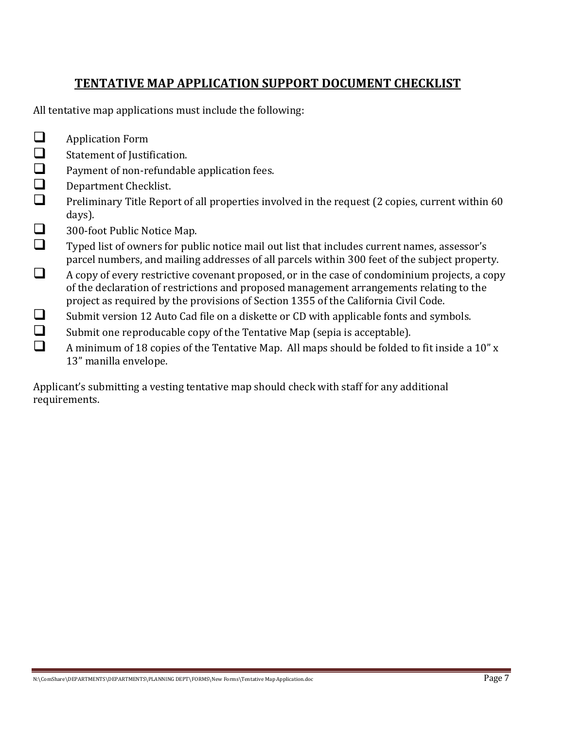## TENTATIVE MAP APPLICATION SUPPORT DOCUMENT CHECKLIST

All tentative map applications must include the following:

- ☐ Application Form
- ☐ Statement of Justification.
- ☐ Payment of non-refundable application fees.
- ☐ Department Checklist.
- ☐ Preliminary Title Report of all properties involved in the request (2 copies, current within 60 days).
- ☐ 300-foot Public Notice Map.
- ☐ Typed list of owners for public notice mail out list that includes current names, assessor's parcel numbers, and mailing addresses of all parcels within 300 feet of the subject property.
- ☐ A copy of every restrictive covenant proposed, or in the case of condominium projects, a copy of the declaration of restrictions and proposed management arrangements relating to the project as required by the provisions of Section 1355 of the California Civil Code.
- ☐ Submit version 12 Auto Cad file on a diskette or CD with applicable fonts and symbols.
- ☐ Submit one reproducable copy of the Tentative Map (sepia is acceptable).
- ☐ A minimum of 18 copies of the Tentative Map. All maps should be folded to fit inside a 10" x 13" manilla envelope.

Applicant's submitting a vesting tentative map should check with staff for any additional requirements.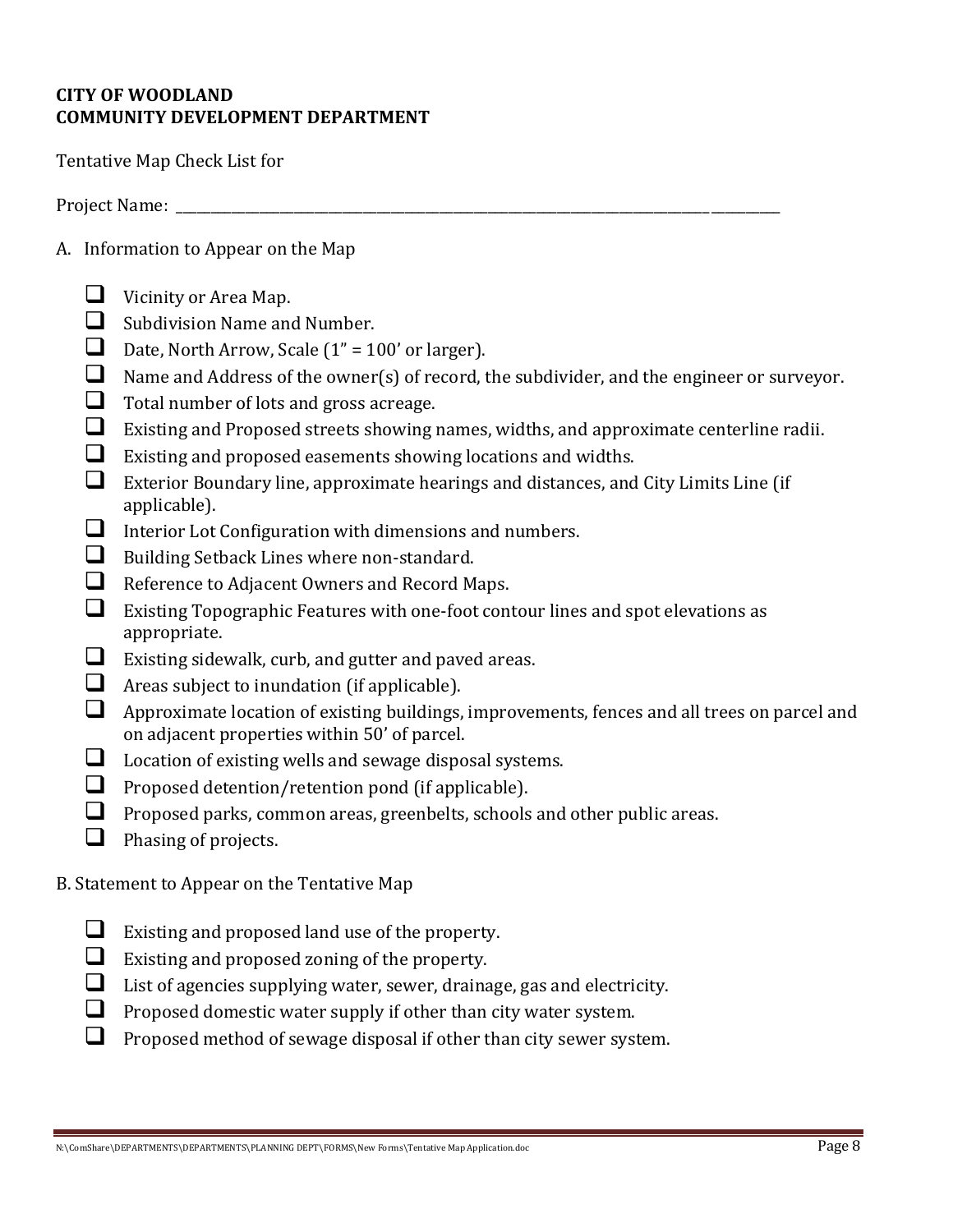**CITY OF WOODLAND**
**COMMUNITY DEVELOPMENT DEPARTMENT**

Tentative Map Check List for

Project Name: ______________________________________________________________________________

A. Information to Appear on the Map

- ☐ Vicinity or Area Map.
- ☐ Subdivision Name and Number.
- ☐ Date, North Arrow, Scale (1" = 100' or larger).
- ☐ Name and Address of the owner(s) of record, the subdivider, and the engineer or surveyor.
- ☐ Total number of lots and gross acreage.
- ☐ Existing and Proposed streets showing names, widths, and approximate centerline radii.
- ☐ Existing and proposed easements showing locations and widths.
- ☐ Exterior Boundary line, approximate hearings and distances, and City Limits Line (if applicable).
- ☐ Interior Lot Configuration with dimensions and numbers.
- ☐ Building Setback Lines where non-standard.
- ☐ Reference to Adjacent Owners and Record Maps.
- ☐ Existing Topographic Features with one-foot contour lines and spot elevations as appropriate.
- ☐ Existing sidewalk, curb, and gutter and paved areas.
- ☐ Areas subject to inundation (if applicable).
- ☐ Approximate location of existing buildings, improvements, fences and all trees on parcel and on adjacent properties within 50' of parcel.
- ☐ Location of existing wells and sewage disposal systems.
- ☐ Proposed detention/retention pond (if applicable).
- ☐ Proposed parks, common areas, greenbelts, schools and other public areas.
- ☐ Phasing of projects.

B. Statement to Appear on the Tentative Map

- ☐ Existing and proposed land use of the property.
- ☐ Existing and proposed zoning of the property.
- ☐ List of agencies supplying water, sewer, drainage, gas and electricity.
- ☐ Proposed domestic water supply if other than city water system.
- ☐ Proposed method of sewage disposal if other than city sewer system.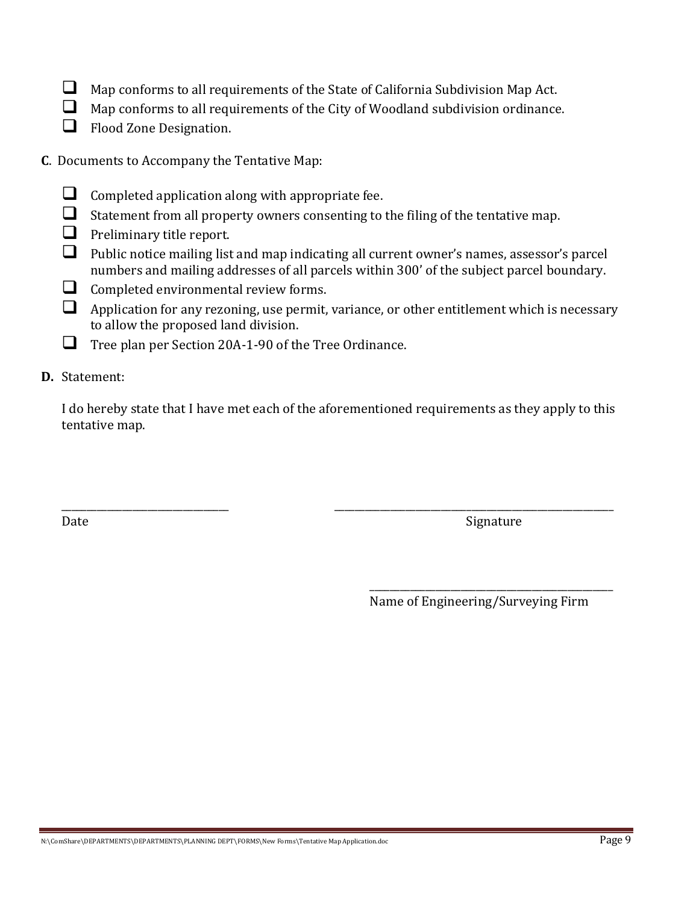- [ ] Map conforms to all requirements of the State of California Subdivision Map Act.
- [ ] Map conforms to all requirements of the City of Woodland subdivision ordinance.
- [ ] Flood Zone Designation.

**C**. Documents to Accompany the Tentative Map:

- [ ] Completed application along with appropriate fee.
- [ ] Statement from all property owners consenting to the filing of the tentative map.
- [ ] Preliminary title report.
- [ ] Public notice mailing list and map indicating all current owner's names, assessor's parcel numbers and mailing addresses of all parcels within 300' of the subject parcel boundary.
- [ ] Completed environmental review forms.
- [ ] Application for any rezoning, use permit, variance, or other entitlement which is necessary to allow the proposed land division.
- [ ] Tree plan per Section 20A-1-90 of the Tree Ordinance.

**D.** Statement:

I do hereby state that I have met each of the aforementioned requirements as they apply to this tentative map.

\_\_\_\_\_\_\_\_\_\_\_\_\_\_\_\_\_\_\_\_\_\_\_\_\_\_\_\_\_\_ \_\_\_\_\_\_\_\_\_\_\_\_\_\_\_\_\_\_\_\_\_\_\_\_\_\_\_\_\_\_\_\_\_\_\_\_\_\_\_\_\_\_\_\_\_\_

Date Signature

\_\_\_\_\_\_\_\_\_\_\_\_\_\_\_\_\_\_\_\_\_\_\_\_\_\_\_\_\_\_\_\_\_\_\_\_\_\_\_\_\_\_\_\_

Name of Engineering/Surveying Firm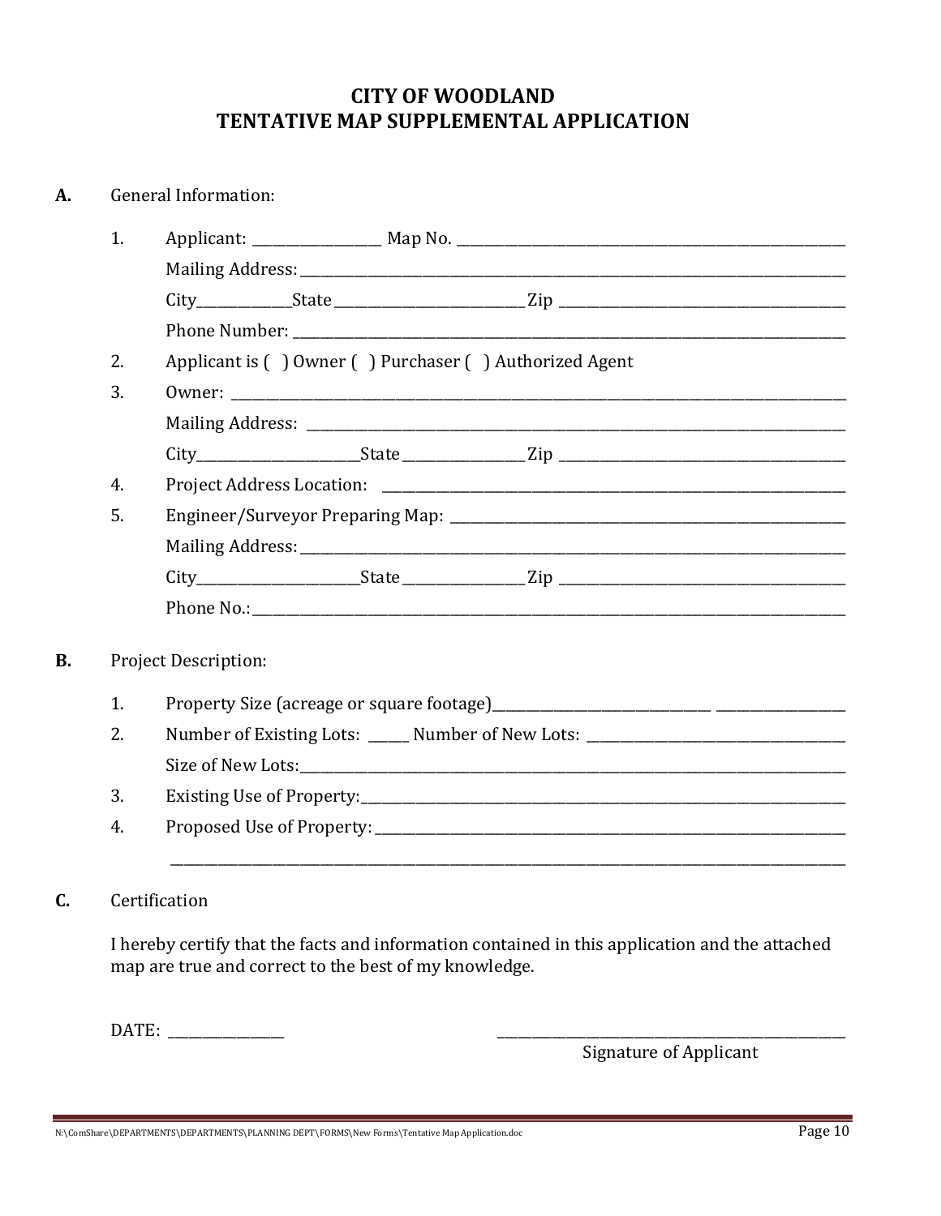# CITY OF WOODLAND
# TENTATIVE MAP SUPPLEMENTAL APPLICATION

**A.** General Information:

1. Applicant: ________________ Map No. ________________________________________________
   Mailing Address: ______________________________________________________________________
   City____________State ________________________Zip ____________________________________
   Phone Number: ________________________________________________________________________
2. Applicant is ( ) Owner ( ) Purchaser ( ) Authorized Agent
3. Owner: ______________________________________________________________________________
   Mailing Address: ______________________________________________________________________
   City____________________State ______________Zip ______________________________________
4. Project Address Location: ___________________________________________________________
5. Engineer/Surveyor Preparing Map: ____________________________________________________
   Mailing Address: ______________________________________________________________________
   City____________________State ______________Zip ______________________________________
   Phone No.: ____________________________________________________________________________

**B.** Project Description:

1. Property Size (acreage or square footage)____________________________ ________________
2. Number of Existing Lots: _____ Number of New Lots: ________________________________
   Size of New Lots: _____________________________________________________________________
3. Existing Use of Property: ______________________________________________________________
4. Proposed Use of Property: _____________________________________________________________
   _______________________________________________________________________________________

**C.** Certification

I hereby certify that the facts and information contained in this application and the attached map are true and correct to the best of my knowledge.

DATE: _______________ ____________________________________________

Signature of Applicant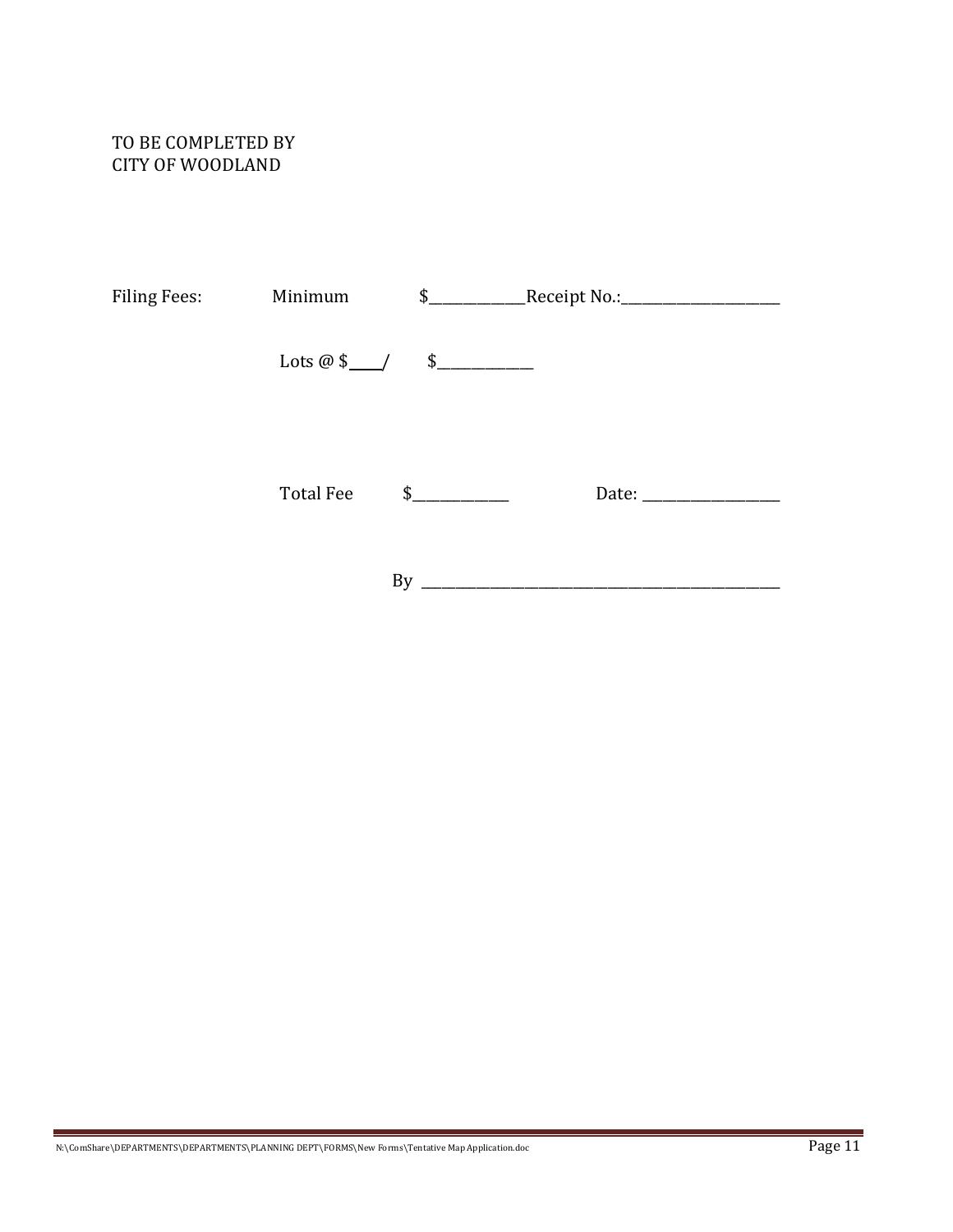TO BE COMPLETED BY
CITY OF WOODLAND

Filing Fees: Minimum $____________Receipt No.:____________________

Lots @ $____/ $____________

Total Fee $____________ Date: _________________

By ______________________________________________